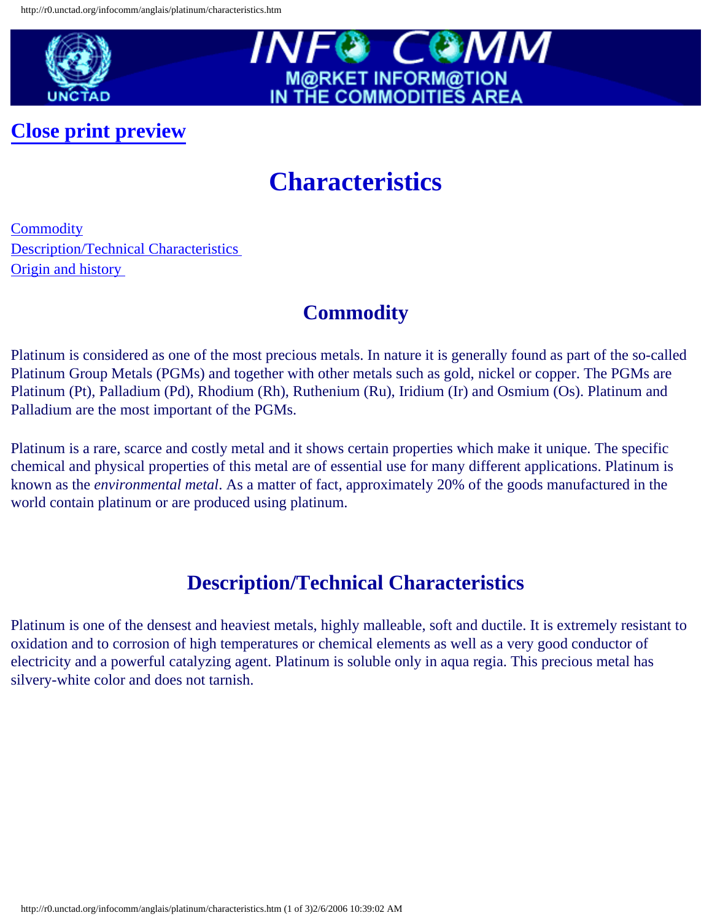[Close print preview](#)

# Characteristics

[Commodity](#)
[Description/Technical Characteristics](#)
[Origin and history](#)

## Commodity

Platinum is considered as one of the most precious metals. In nature it is generally found as part of the so-called Platinum Group Metals (PGMs) and together with other metals such as gold, nickel or copper. The PGMs are Platinum (Pt), Palladium (Pd), Rhodium (Rh), Ruthenium (Ru), Iridium (Ir) and Osmium (Os). Platinum and Palladium are the most important of the PGMs.

Platinum is a rare, scarce and costly metal and it shows certain properties which make it unique. The specific chemical and physical properties of this metal are of essential use for many different applications. Platinum is known as the *environmental metal*. As a matter of fact, approximately 20% of the goods manufactured in the world contain platinum or are produced using platinum.

## Description/Technical Characteristics

Platinum is one of the densest and heaviest metals, highly malleable, soft and ductile. It is extremely resistant to oxidation and to corrosion of high temperatures or chemical elements as well as a very good conductor of electricity and a powerful catalyzing agent. Platinum is soluble only in aqua regia. This precious metal has silvery-white color and does not tarnish.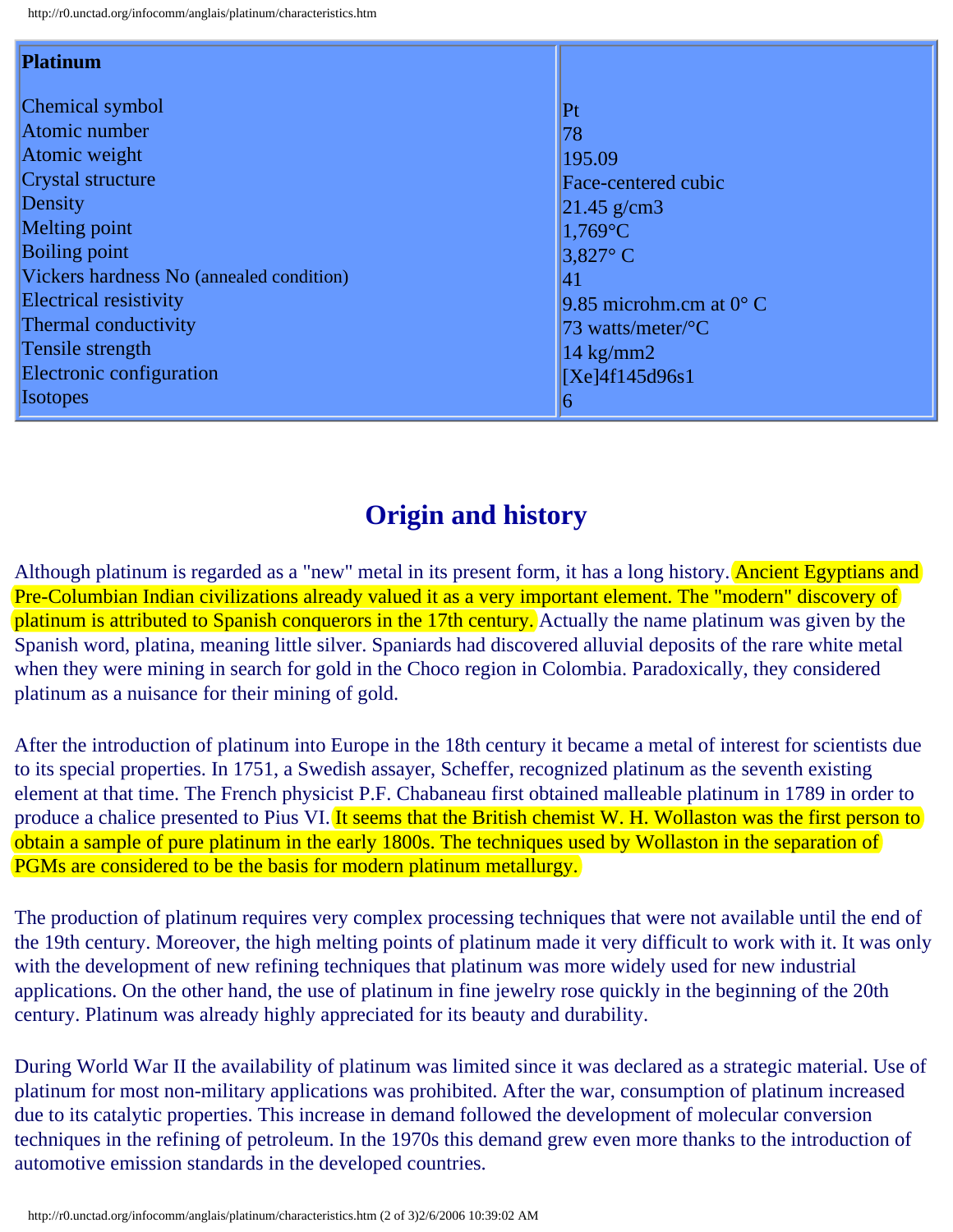| Platinum | |
|---|---|
| Chemical symbol | Pt |
| Atomic number | 78 |
| Atomic weight | 195.09 |
| Crystal structure | Face-centered cubic |
| Density | 21.45 g/cm3 |
| Melting point | 1,769°C |
| Boiling point | 3,827° C |
| Vickers hardness No (annealed condition) | 41 |
| Electrical resistivity | 9.85 microhm.cm at 0° C |
| Thermal conductivity | 73 watts/meter/°C |
| Tensile strength | 14 kg/mm2 |
| Electronic configuration | [Xe]4f145d96s1 |
| Isotopes | 6 |

## Origin and history

Although platinum is regarded as a "new" metal in its present form, it has a long history. Ancient Egyptians and Pre-Columbian Indian civilizations already valued it as a very important element. The "modern" discovery of platinum is attributed to Spanish conquerors in the 17th century. Actually the name platinum was given by the Spanish word, platina, meaning little silver. Spaniards had discovered alluvial deposits of the rare white metal when they were mining in search for gold in the Choco region in Colombia. Paradoxically, they considered platinum as a nuisance for their mining of gold.

After the introduction of platinum into Europe in the 18th century it became a metal of interest for scientists due to its special properties. In 1751, a Swedish assayer, Scheffer, recognized platinum as the seventh existing element at that time. The French physicist P.F. Chabaneau first obtained malleable platinum in 1789 in order to produce a chalice presented to Pius VI. It seems that the British chemist W. H. Wollaston was the first person to obtain a sample of pure platinum in the early 1800s. The techniques used by Wollaston in the separation of PGMs are considered to be the basis for modern platinum metallurgy.

The production of platinum requires very complex processing techniques that were not available until the end of the 19th century. Moreover, the high melting points of platinum made it very difficult to work with it. It was only with the development of new refining techniques that platinum was more widely used for new industrial applications. On the other hand, the use of platinum in fine jewelry rose quickly in the beginning of the 20th century. Platinum was already highly appreciated for its beauty and durability.

During World War II the availability of platinum was limited since it was declared as a strategic material. Use of platinum for most non-military applications was prohibited. After the war, consumption of platinum increased due to its catalytic properties. This increase in demand followed the development of molecular conversion techniques in the refining of petroleum. In the 1970s this demand grew even more thanks to the introduction of automotive emission standards in the developed countries.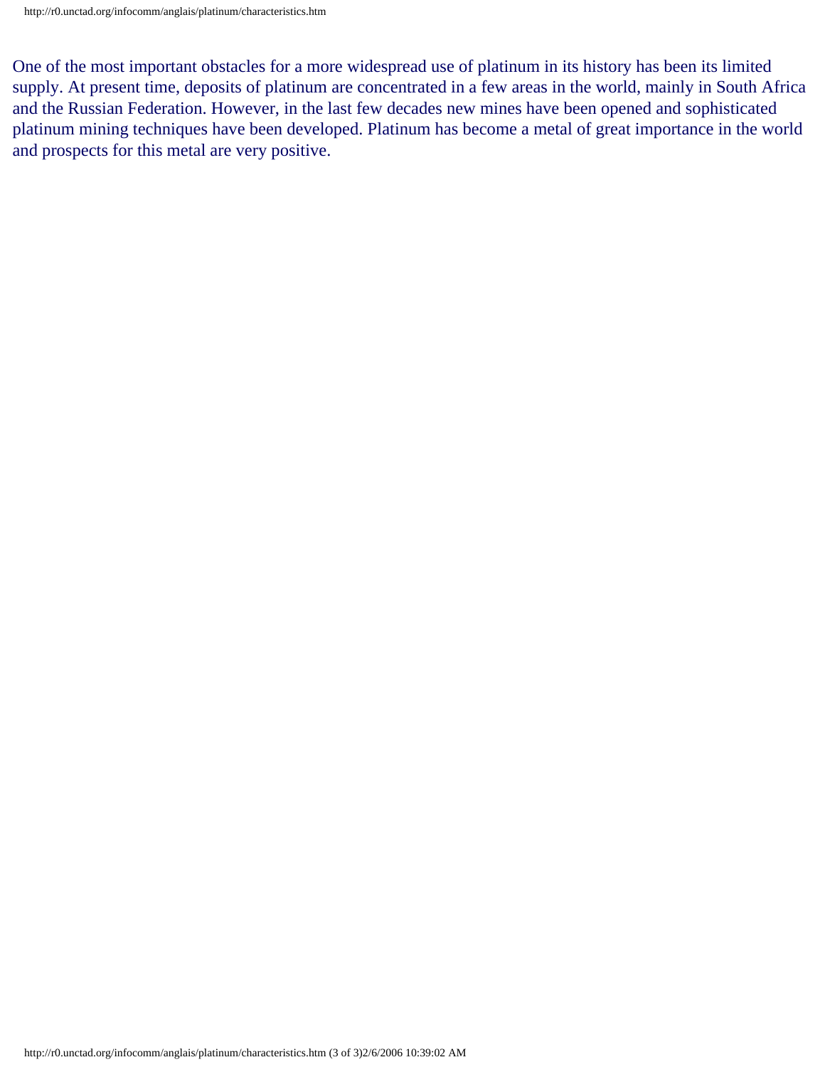One of the most important obstacles for a more widespread use of platinum in its history has been its limited supply. At present time, deposits of platinum are concentrated in a few areas in the world, mainly in South Africa and the Russian Federation. However, in the last few decades new mines have been opened and sophisticated platinum mining techniques have been developed. Platinum has become a metal of great importance in the world and prospects for this metal are very positive.